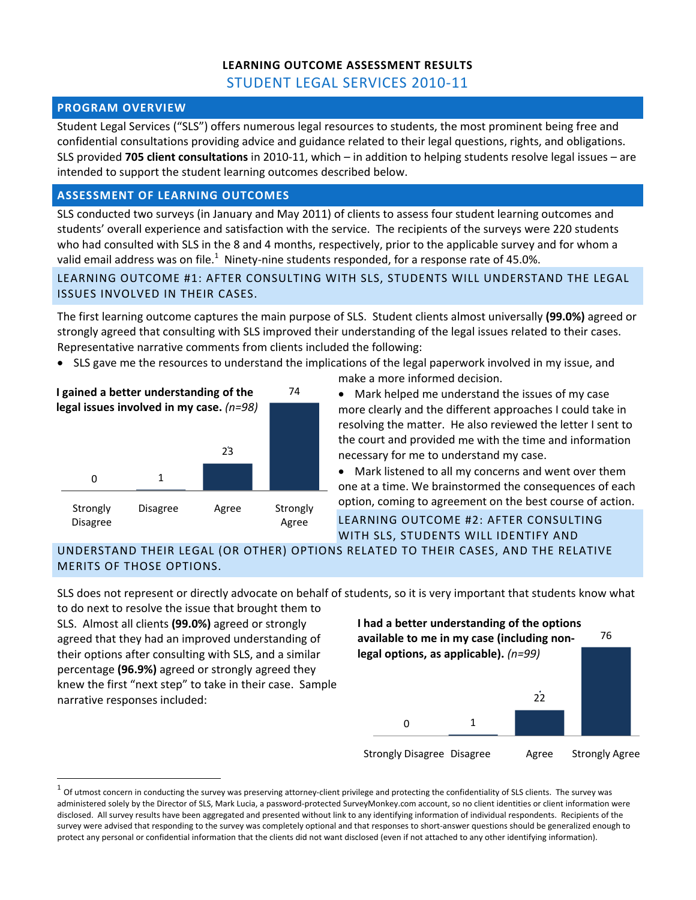# LEARNING OUTCOME ASSESSMENT RESULTS

## STUDENT LEGAL SERVICES 2010-11

### PROGRAM OVERVIEW

Student Legal Services ("SLS") offers numerous legal resources to students, the most prominent being free and confidential consultations providing advice and guidance related to their legal questions, rights, and obligations. SLS provided **705 client consultations** in 2010-11, which – in addition to helping students resolve legal issues – are intended to support the student learning outcomes described below.

### ASSESSMENT OF LEARNING OUTCOMES

SLS conducted two surveys (in January and May 2011) of clients to assess four student learning outcomes and students' overall experience and satisfaction with the service. The recipients of the surveys were 220 students who had consulted with SLS in the 8 and 4 months, respectively, prior to the applicable survey and for whom a valid email address was on file.[1] Ninety-nine students responded, for a response rate of 45.0%.

#### LEARNING OUTCOME #1: AFTER CONSULTING WITH SLS, STUDENTS WILL UNDERSTAND THE LEGAL ISSUES INVOLVED IN THEIR CASES.

The first learning outcome captures the main purpose of SLS. Student clients almost universally **(99.0%)** agreed or strongly agreed that consulting with SLS improved their understanding of the legal issues related to their cases. Representative narrative comments from clients included the following:

- SLS gave me the resources to understand the implications of the legal paperwork involved in my issue, and make a more informed decision.
- Mark helped me understand the issues of my case more clearly and the different approaches I could take in resolving the matter. He also reviewed the letter I sent to the court and provided me with the time and information necessary for me to understand my case.
- Mark listened to all my concerns and went over them one at a time. We brainstormed the consequences of each option, coming to agreement on the best course of action.

**I gained a better understanding of the legal issues involved in my case.** *(n=98)*

| Strongly Disagree | Disagree | Agree | Strongly Agree |
|---|---|---|---|
| 0 | 1 | 23 | 74 |

#### LEARNING OUTCOME #2: AFTER CONSULTING WITH SLS, STUDENTS WILL IDENTIFY AND UNDERSTAND THEIR LEGAL (OR OTHER) OPTIONS RELATED TO THEIR CASES, AND THE RELATIVE MERITS OF THOSE OPTIONS.

SLS does not represent or directly advocate on behalf of students, so it is very important that students know what to do next to resolve the issue that brought them to SLS. Almost all clients **(99.0%)** agreed or strongly agreed that they had an improved understanding of their options after consulting with SLS, and a similar percentage **(96.9%)** agreed or strongly agreed they knew the first "next step" to take in their case. Sample narrative responses included:

**I had a better understanding of the options available to me in my case (including non-legal options, as applicable).** *(n=99)*

| Strongly Disagree | Disagree | Agree | Strongly Agree |
|---|---|---|---|
| 0 | 1 | 22 | 76 |

---

[1] Of utmost concern in conducting the survey was preserving attorney-client privilege and protecting the confidentiality of SLS clients. The survey was administered solely by the Director of SLS, Mark Lucia, a password-protected SurveyMonkey.com account, so no client identities or client information were disclosed. All survey results have been aggregated and presented without link to any identifying information of individual respondents. Recipients of the survey were advised that responding to the survey was completely optional and that responses to short-answer questions should be generalized enough to protect any personal or confidential information that the clients did not want disclosed (even if not attached to any other identifying information).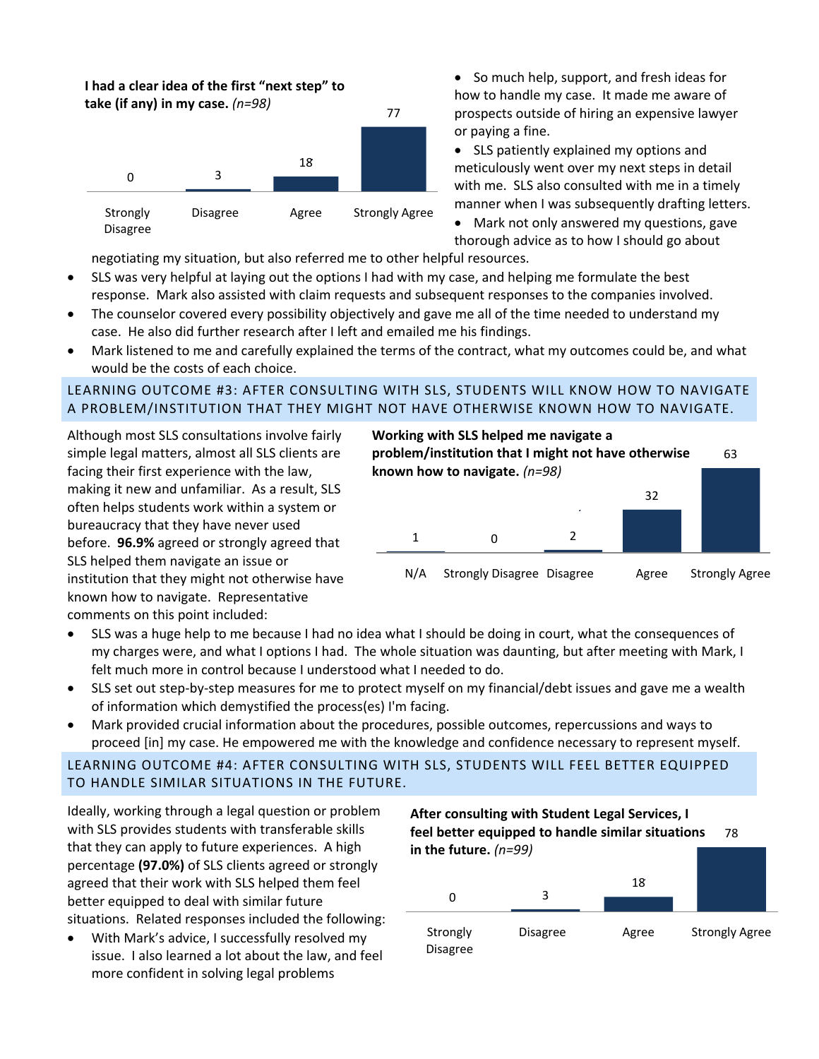**I had a clear idea of the first "next step" to take (if any) in my case.** *(n=98)*

| Strongly Disagree | Disagree | Agree | Strongly Agree |
|---|---|---|---|
| 0 | 3 | 18 | 77 |

- So much help, support, and fresh ideas for how to handle my case. It made me aware of prospects outside of hiring an expensive lawyer or paying a fine.
- SLS patiently explained my options and meticulously went over my next steps in detail with me. SLS also consulted with me in a timely manner when I was subsequently drafting letters.
- Mark not only answered my questions, gave thorough advice as to how I should go about negotiating my situation, but also referred me to other helpful resources.
- SLS was very helpful at laying out the options I had with my case, and helping me formulate the best response. Mark also assisted with claim requests and subsequent responses to the companies involved.
- The counselor covered every possibility objectively and gave me all of the time needed to understand my case. He also did further research after I left and emailed me his findings.
- Mark listened to me and carefully explained the terms of the contract, what my outcomes could be, and what would be the costs of each choice.

## LEARNING OUTCOME #3: AFTER CONSULTING WITH SLS, STUDENTS WILL KNOW HOW TO NAVIGATE A PROBLEM/INSTITUTION THAT THEY MIGHT NOT HAVE OTHERWISE KNOWN HOW TO NAVIGATE.

Although most SLS consultations involve fairly simple legal matters, almost all SLS clients are facing their first experience with the law, making it new and unfamiliar. As a result, SLS often helps students work within a system or bureaucracy that they have never used before. **96.9%** agreed or strongly agreed that SLS helped them navigate an issue or institution that they might not otherwise have known how to navigate. Representative comments on this point included:

**Working with SLS helped me navigate a problem/institution that I might not have otherwise known how to navigate.** *(n=98)*

| N/A | Strongly Disagree | Disagree | Agree | Strongly Agree |
|---|---|---|---|---|
| 1 | 0 | 2 | 32 | 63 |

- SLS was a huge help to me because I had no idea what I should be doing in court, what the consequences of my charges were, and what I options I had. The whole situation was daunting, but after meeting with Mark, I felt much more in control because I understood what I needed to do.
- SLS set out step-by-step measures for me to protect myself on my financial/debt issues and gave me a wealth of information which demystified the process(es) I'm facing.
- Mark provided crucial information about the procedures, possible outcomes, repercussions and ways to proceed [in] my case. He empowered me with the knowledge and confidence necessary to represent myself.

## LEARNING OUTCOME #4: AFTER CONSULTING WITH SLS, STUDENTS WILL FEEL BETTER EQUIPPED TO HANDLE SIMILAR SITUATIONS IN THE FUTURE.

Ideally, working through a legal question or problem with SLS provides students with transferable skills that they can apply to future experiences. A high percentage **(97.0%)** of SLS clients agreed or strongly agreed that their work with SLS helped them feel better equipped to deal with similar future situations. Related responses included the following:

- With Mark's advice, I successfully resolved my issue. I also learned a lot about the law, and feel more confident in solving legal problems

**After consulting with Student Legal Services, I feel better equipped to handle similar situations in the future.** *(n=99)*

| Strongly Disagree | Disagree | Agree | Strongly Agree |
|---|---|---|---|
| 0 | 3 | 18 | 78 |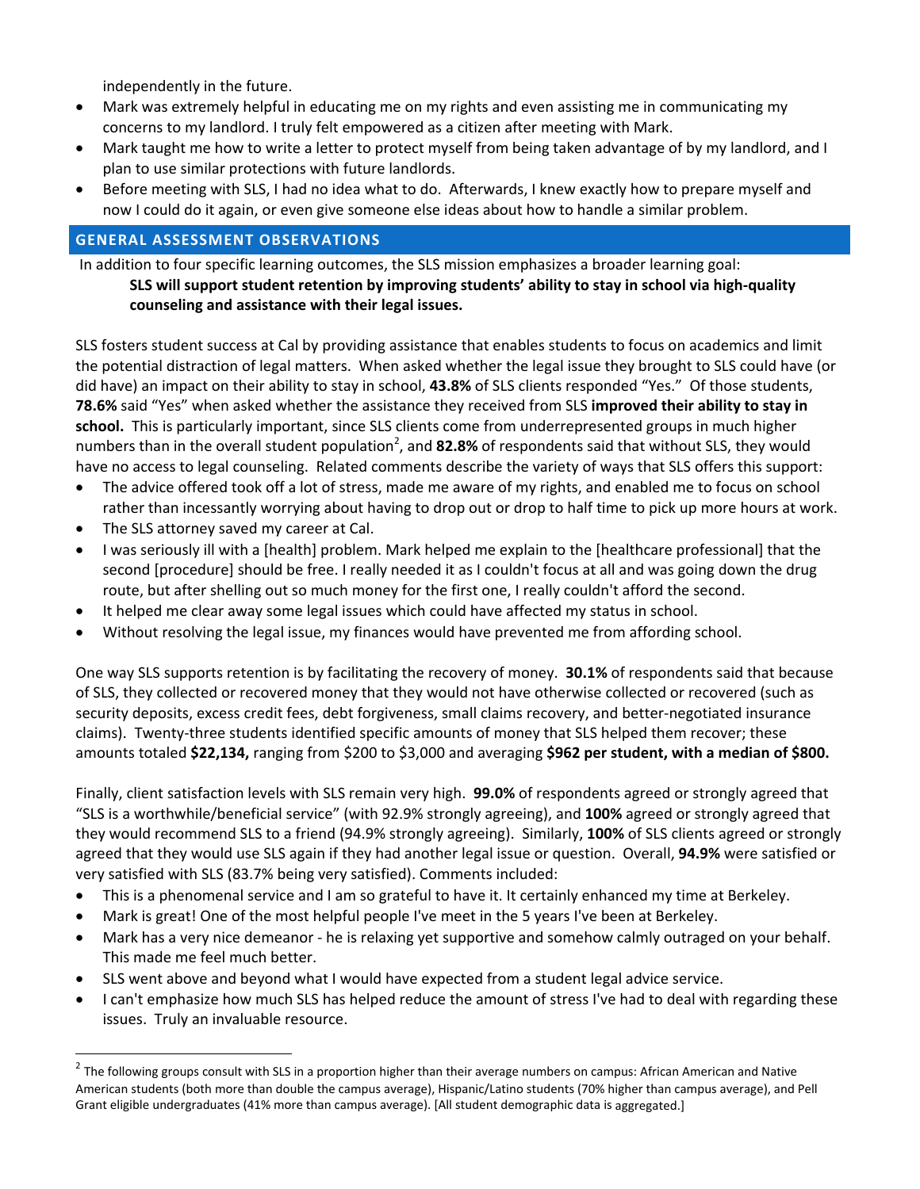independently in the future.

- Mark was extremely helpful in educating me on my rights and even assisting me in communicating my concerns to my landlord. I truly felt empowered as a citizen after meeting with Mark.
- Mark taught me how to write a letter to protect myself from being taken advantage of by my landlord, and I plan to use similar protections with future landlords.
- Before meeting with SLS, I had no idea what to do. Afterwards, I knew exactly how to prepare myself and now I could do it again, or even give someone else ideas about how to handle a similar problem.

## GENERAL ASSESSMENT OBSERVATIONS

In addition to four specific learning outcomes, the SLS mission emphasizes a broader learning goal:

**SLS will support student retention by improving students' ability to stay in school via high-quality counseling and assistance with their legal issues.**

SLS fosters student success at Cal by providing assistance that enables students to focus on academics and limit the potential distraction of legal matters. When asked whether the legal issue they brought to SLS could have (or did have) an impact on their ability to stay in school, **43.8%** of SLS clients responded "Yes." Of those students, **78.6%** said "Yes" when asked whether the assistance they received from SLS **improved their ability to stay in school.** This is particularly important, since SLS clients come from underrepresented groups in much higher numbers than in the overall student population[2], and **82.8%** of respondents said that without SLS, they would have no access to legal counseling. Related comments describe the variety of ways that SLS offers this support:

- The advice offered took off a lot of stress, made me aware of my rights, and enabled me to focus on school rather than incessantly worrying about having to drop out or drop to half time to pick up more hours at work.
- The SLS attorney saved my career at Cal.
- I was seriously ill with a [health] problem. Mark helped me explain to the [healthcare professional] that the second [procedure] should be free. I really needed it as I couldn't focus at all and was going down the drug route, but after shelling out so much money for the first one, I really couldn't afford the second.
- It helped me clear away some legal issues which could have affected my status in school.
- Without resolving the legal issue, my finances would have prevented me from affording school.

One way SLS supports retention is by facilitating the recovery of money. **30.1%** of respondents said that because of SLS, they collected or recovered money that they would not have otherwise collected or recovered (such as security deposits, excess credit fees, debt forgiveness, small claims recovery, and better-negotiated insurance claims). Twenty-three students identified specific amounts of money that SLS helped them recover; these amounts totaled **$22,134,** ranging from $200 to $3,000 and averaging **$962 per student, with a median of $800.**

Finally, client satisfaction levels with SLS remain very high. **99.0%** of respondents agreed or strongly agreed that "SLS is a worthwhile/beneficial service" (with 92.9% strongly agreeing), and **100%** agreed or strongly agreed that they would recommend SLS to a friend (94.9% strongly agreeing). Similarly, **100%** of SLS clients agreed or strongly agreed that they would use SLS again if they had another legal issue or question. Overall, **94.9%** were satisfied or very satisfied with SLS (83.7% being very satisfied). Comments included:

- This is a phenomenal service and I am so grateful to have it. It certainly enhanced my time at Berkeley.
- Mark is great! One of the most helpful people I've meet in the 5 years I've been at Berkeley.
- Mark has a very nice demeanor - he is relaxing yet supportive and somehow calmly outraged on your behalf. This made me feel much better.
- SLS went above and beyond what I would have expected from a student legal advice service.
- I can't emphasize how much SLS has helped reduce the amount of stress I've had to deal with regarding these issues. Truly an invaluable resource.

[2] The following groups consult with SLS in a proportion higher than their average numbers on campus: African American and Native American students (both more than double the campus average), Hispanic/Latino students (70% higher than campus average), and Pell Grant eligible undergraduates (41% more than campus average). [All student demographic data is aggregated.]